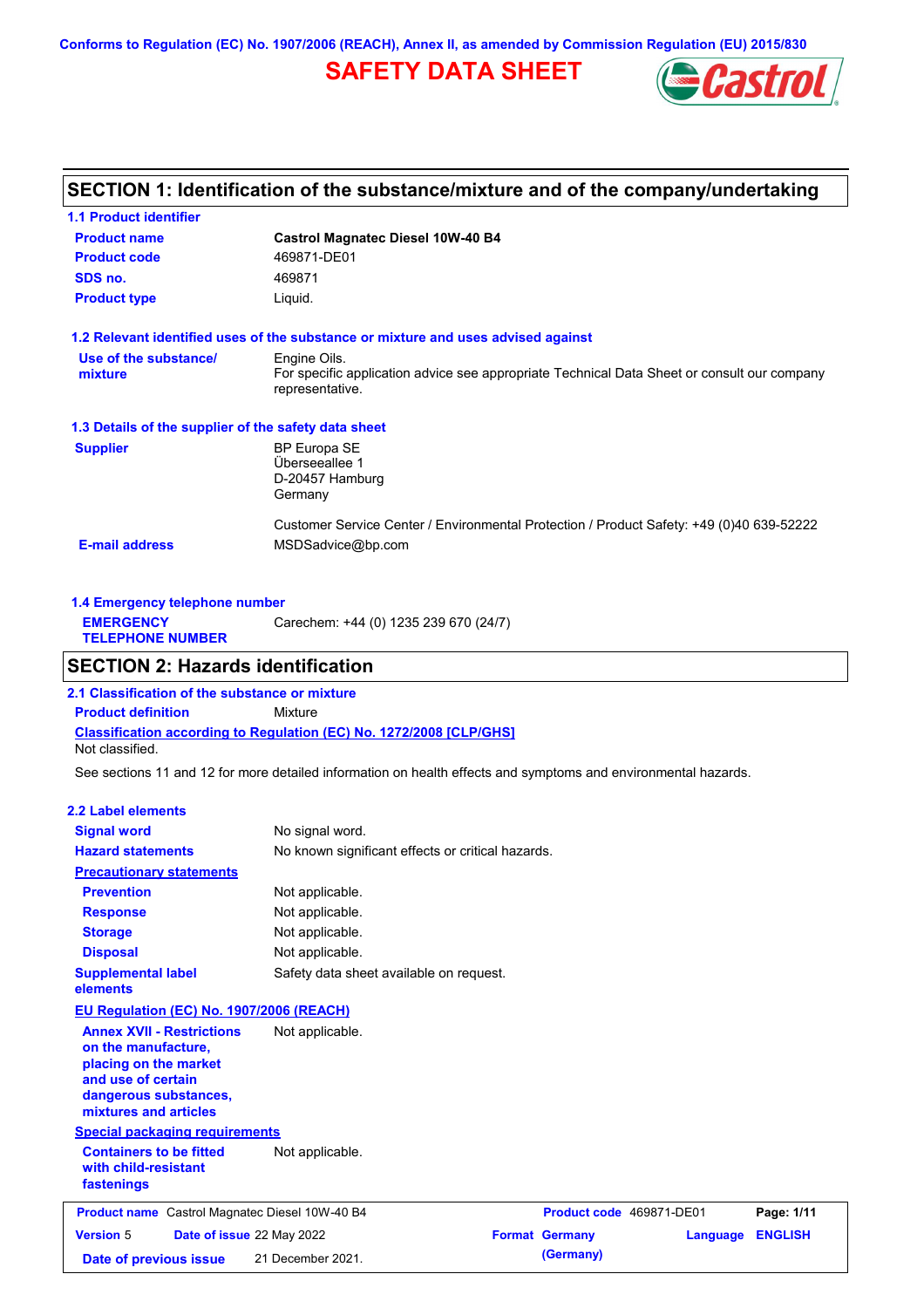Conforms to Regulation (EC) No. 1907/2006 (REACH), Annex II, as amended by Commission Regulation (EU) 2015/830

# SAFETY DATA SHEET

## SECTION 1: Identification of the substance/mixture and of the company/undertaking

### 1.1 Product identifier

| | |
|---|---|
| **Product name** | **Castrol Magnatec Diesel 10W-40 B4** |
| **Product code** | 469871-DE01 |
| **SDS no.** | 469871 |
| **Product type** | Liquid. |

### 1.2 Relevant identified uses of the substance or mixture and uses advised against

| | |
|---|---|
| **Use of the substance/ mixture** | Engine Oils.<br>For specific application advice see appropriate Technical Data Sheet or consult our company representative. |

### 1.3 Details of the supplier of the safety data sheet

| | |
|---|---|
| **Supplier** | BP Europa SE<br>Überseeallee 1<br>D-20457 Hamburg<br>Germany<br><br>Customer Service Center / Environmental Protection / Product Safety: +49 (0)40 639-52222 |
| **E-mail address** | MSDSadvice@bp.com |

### 1.4 Emergency telephone number

| | |
|---|---|
| **EMERGENCY TELEPHONE NUMBER** | Carechem: +44 (0) 1235 239 670 (24/7) |

## SECTION 2: Hazards identification

### 2.1 Classification of the substance or mixture

**Product definition** Mixture

**Classification according to Regulation (EC) No. 1272/2008 [CLP/GHS]**

Not classified.

See sections 11 and 12 for more detailed information on health effects and symptoms and environmental hazards.

### 2.2 Label elements

| | |
|---|---|
| **Signal word** | No signal word. |
| **Hazard statements** | No known significant effects or critical hazards. |
| **Precautionary statements** | |
| **Prevention** | Not applicable. |
| **Response** | Not applicable. |
| **Storage** | Not applicable. |
| **Disposal** | Not applicable. |
| **Supplemental label elements** | Safety data sheet available on request. |

**EU Regulation (EC) No. 1907/2006 (REACH)**

| | |
|---|---|
| **Annex XVII - Restrictions on the manufacture, placing on the market and use of certain dangerous substances, mixtures and articles** | Not applicable. |

**Special packaging requirements**

| | |
|---|---|
| **Containers to be fitted with child-resistant fastenings** | Not applicable. |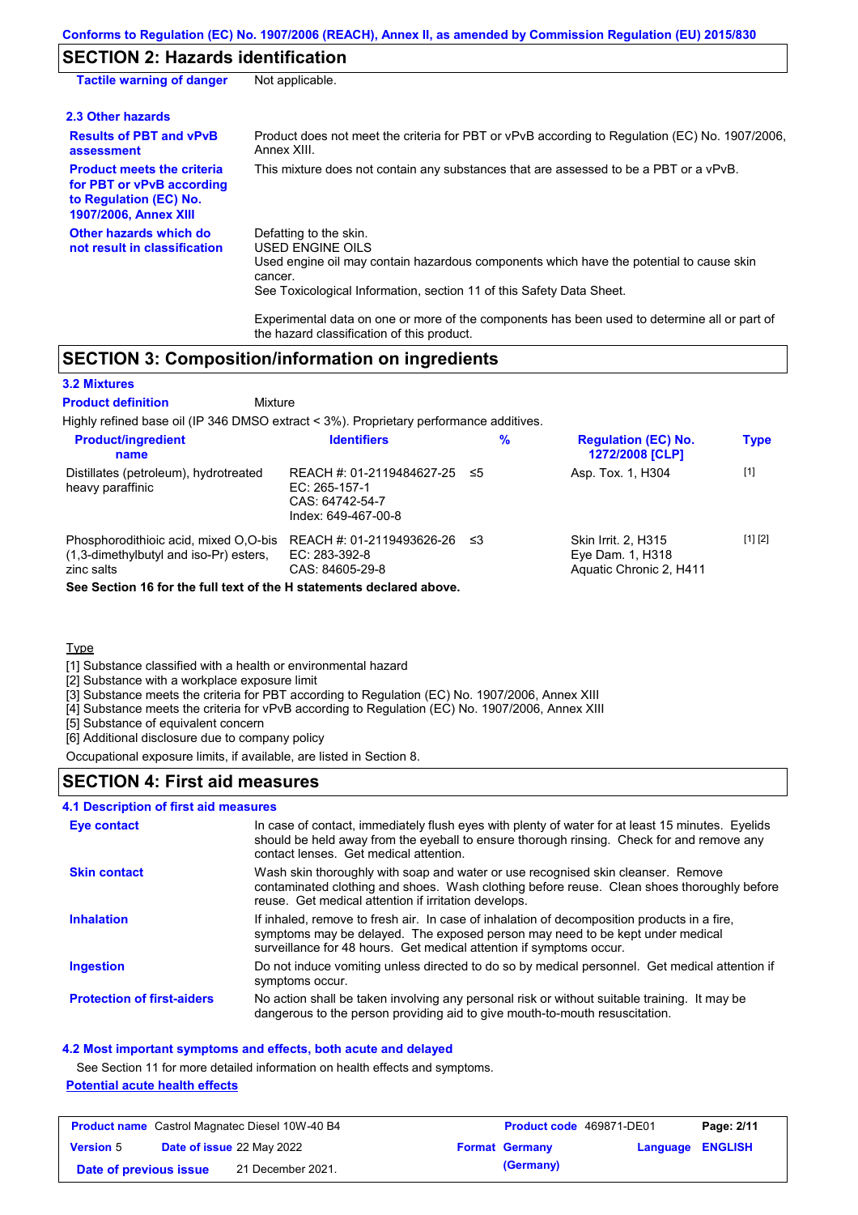## SECTION 2: Hazards identification

**Tactile warning of danger** Not applicable.

### 2.3 Other hazards

**Results of PBT and vPvB assessment** Product does not meet the criteria for PBT or vPvB according to Regulation (EC) No. 1907/2006, Annex XIII.

**Product meets the criteria for PBT or vPvB according to Regulation (EC) No. 1907/2006, Annex XIII** This mixture does not contain any substances that are assessed to be a PBT or a vPvB.

**Other hazards which do not result in classification** Defatting to the skin.
USED ENGINE OILS
Used engine oil may contain hazardous components which have the potential to cause skin cancer.
See Toxicological Information, section 11 of this Safety Data Sheet.

Experimental data on one or more of the components has been used to determine all or part of the hazard classification of this product.

## SECTION 3: Composition/information on ingredients

### 3.2 Mixtures

**Product definition** Mixture

Highly refined base oil (IP 346 DMSO extract < 3%). Proprietary performance additives.

| Product/ingredient name | Identifiers | % | Regulation (EC) No. 1272/2008 [CLP] | Type |
|---|---|---|---|---|
| Distillates (petroleum), hydrotreated heavy paraffinic | REACH #: 01-2119484627-25<br>EC: 265-157-1<br>CAS: 64742-54-7<br>Index: 649-467-00-8 | ≤5 | Asp. Tox. 1, H304 | [1] |
| Phosphorodithioic acid, mixed O,O-bis (1,3-dimethylbutyl and iso-Pr) esters, zinc salts | REACH #: 01-2119493626-26<br>EC: 283-392-8<br>CAS: 84605-29-8 | ≤3 | Skin Irrit. 2, H315<br>Eye Dam. 1, H318<br>Aquatic Chronic 2, H411 | [1] [2] |

**See Section 16 for the full text of the H statements declared above.**

Type

[1] Substance classified with a health or environmental hazard
[2] Substance with a workplace exposure limit
[3] Substance meets the criteria for PBT according to Regulation (EC) No. 1907/2006, Annex XIII
[4] Substance meets the criteria for vPvB according to Regulation (EC) No. 1907/2006, Annex XIII
[5] Substance of equivalent concern
[6] Additional disclosure due to company policy

Occupational exposure limits, if available, are listed in Section 8.

## SECTION 4: First aid measures

### 4.1 Description of first aid measures

**Eye contact** In case of contact, immediately flush eyes with plenty of water for at least 15 minutes. Eyelids should be held away from the eyeball to ensure thorough rinsing. Check for and remove any contact lenses. Get medical attention.

**Skin contact** Wash skin thoroughly with soap and water or use recognised skin cleanser. Remove contaminated clothing and shoes. Wash clothing before reuse. Clean shoes thoroughly before reuse. Get medical attention if irritation develops.

**Inhalation** If inhaled, remove to fresh air. In case of inhalation of decomposition products in a fire, symptoms may be delayed. The exposed person may need to be kept under medical surveillance for 48 hours. Get medical attention if symptoms occur.

**Ingestion** Do not induce vomiting unless directed to do so by medical personnel. Get medical attention if symptoms occur.

**Protection of first-aiders** No action shall be taken involving any personal risk or without suitable training. It may be dangerous to the person providing aid to give mouth-to-mouth resuscitation.

### 4.2 Most important symptoms and effects, both acute and delayed

See Section 11 for more detailed information on health effects and symptoms.

**Potential acute health effects**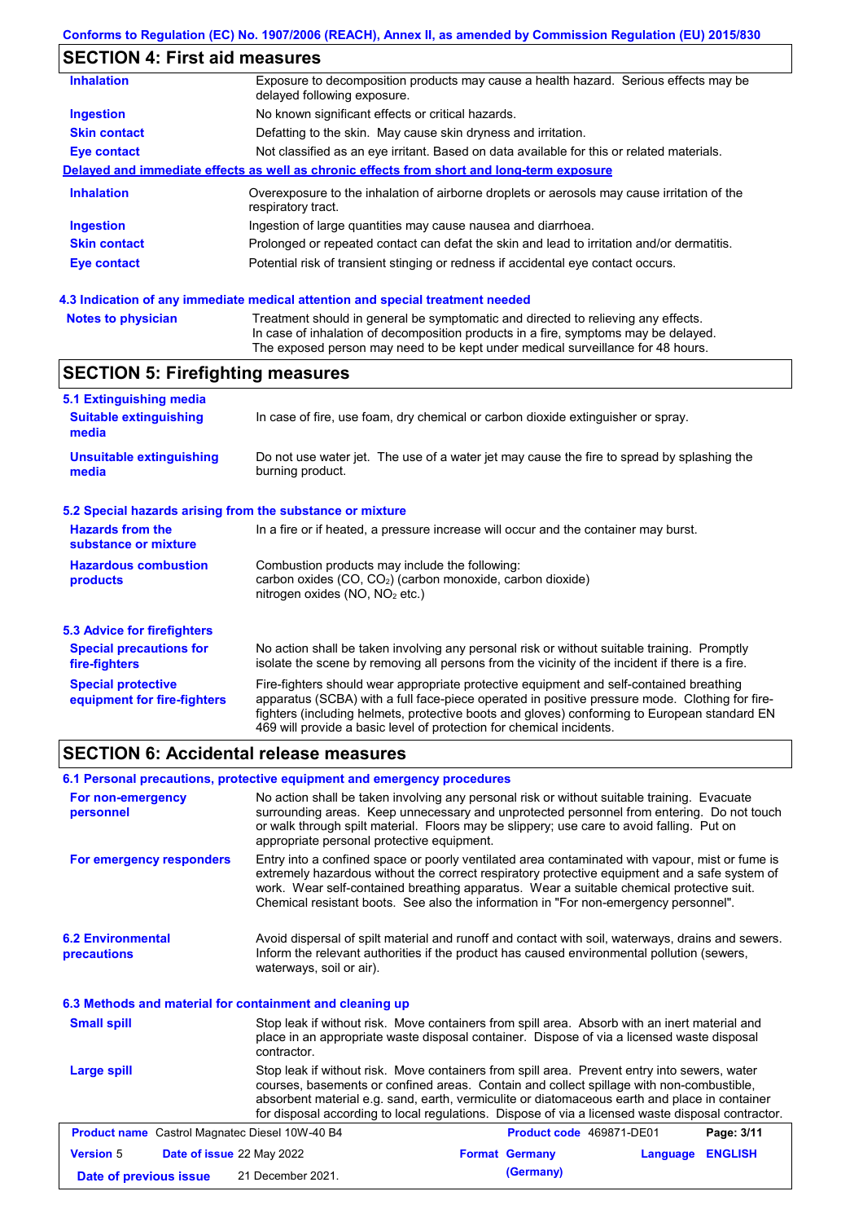## SECTION 4: First aid measures

| | |
|---|---|
| **Inhalation** | Exposure to decomposition products may cause a health hazard. Serious effects may be delayed following exposure. |
| **Ingestion** | No known significant effects or critical hazards. |
| **Skin contact** | Defatting to the skin. May cause skin dryness and irritation. |
| **Eye contact** | Not classified as an eye irritant. Based on data available for this or related materials. |

**Delayed and immediate effects as well as chronic effects from short and long-term exposure**

| | |
|---|---|
| **Inhalation** | Overexposure to the inhalation of airborne droplets or aerosols may cause irritation of the respiratory tract. |
| **Ingestion** | Ingestion of large quantities may cause nausea and diarrhoea. |
| **Skin contact** | Prolonged or repeated contact can defat the skin and lead to irritation and/or dermatitis. |
| **Eye contact** | Potential risk of transient stinging or redness if accidental eye contact occurs. |

### 4.3 Indication of any immediate medical attention and special treatment needed

| | |
|---|---|
| **Notes to physician** | Treatment should in general be symptomatic and directed to relieving any effects. In case of inhalation of decomposition products in a fire, symptoms may be delayed. The exposed person may need to be kept under medical surveillance for 48 hours. |

## SECTION 5: Firefighting measures

### 5.1 Extinguishing media

| | |
|---|---|
| **Suitable extinguishing media** | In case of fire, use foam, dry chemical or carbon dioxide extinguisher or spray. |
| **Unsuitable extinguishing media** | Do not use water jet. The use of a water jet may cause the fire to spread by splashing the burning product. |

### 5.2 Special hazards arising from the substance or mixture

| | |
|---|---|
| **Hazards from the substance or mixture** | In a fire or if heated, a pressure increase will occur and the container may burst. |
| **Hazardous combustion products** | Combustion products may include the following: carbon oxides (CO, $CO_2$) (carbon monoxide, carbon dioxide) nitrogen oxides (NO, $NO_2$ etc.) |

### 5.3 Advice for firefighters

| | |
|---|---|
| **Special precautions for fire-fighters** | No action shall be taken involving any personal risk or without suitable training. Promptly isolate the scene by removing all persons from the vicinity of the incident if there is a fire. |
| **Special protective equipment for fire-fighters** | Fire-fighters should wear appropriate protective equipment and self-contained breathing apparatus (SCBA) with a full face-piece operated in positive pressure mode. Clothing for fire-fighters (including helmets, protective boots and gloves) conforming to European standard EN 469 will provide a basic level of protection for chemical incidents. |

## SECTION 6: Accidental release measures

### 6.1 Personal precautions, protective equipment and emergency procedures

| | |
|---|---|
| **For non-emergency personnel** | No action shall be taken involving any personal risk or without suitable training. Evacuate surrounding areas. Keep unnecessary and unprotected personnel from entering. Do not touch or walk through spilt material. Floors may be slippery; use care to avoid falling. Put on appropriate personal protective equipment. |
| **For emergency responders** | Entry into a confined space or poorly ventilated area contaminated with vapour, mist or fume is extremely hazardous without the correct respiratory protective equipment and a safe system of work. Wear self-contained breathing apparatus. Wear a suitable chemical protective suit. Chemical resistant boots. See also the information in "For non-emergency personnel". |

| | |
|---|---|
| **6.2 Environmental precautions** | Avoid dispersal of spilt material and runoff and contact with soil, waterways, drains and sewers. Inform the relevant authorities if the product has caused environmental pollution (sewers, waterways, soil or air). |

### 6.3 Methods and material for containment and cleaning up

| | |
|---|---|
| **Small spill** | Stop leak if without risk. Move containers from spill area. Absorb with an inert material and place in an appropriate waste disposal container. Dispose of via a licensed waste disposal contractor. |
| **Large spill** | Stop leak if without risk. Move containers from spill area. Prevent entry into sewers, water courses, basements or confined areas. Contain and collect spillage with non-combustible, absorbent material e.g. sand, earth, vermiculite or diatomaceous earth and place in container for disposal according to local regulations. Dispose of via a licensed waste disposal contractor. |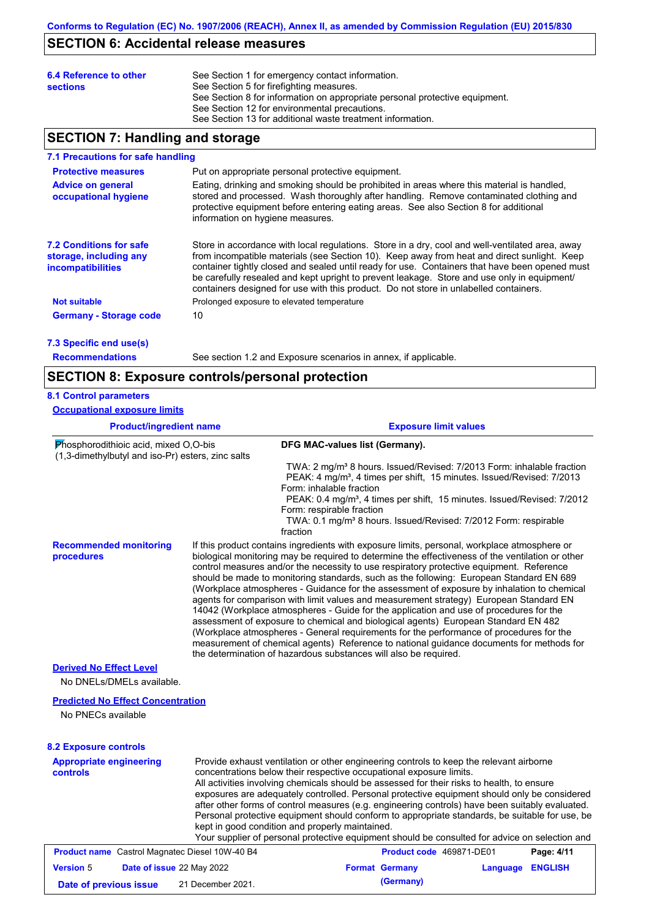Conforms to Regulation (EC) No. 1907/2006 (REACH), Annex II, as amended by Commission Regulation (EU) 2015/830

## SECTION 6: Accidental release measures

**6.4 Reference to other sections**

See Section 1 for emergency contact information.
See Section 5 for firefighting measures.
See Section 8 for information on appropriate personal protective equipment.
See Section 12 for environmental precautions.
See Section 13 for additional waste treatment information.

## SECTION 7: Handling and storage

### 7.1 Precautions for safe handling

**Protective measures**
Put on appropriate personal protective equipment.

**Advice on general occupational hygiene**
Eating, drinking and smoking should be prohibited in areas where this material is handled, stored and processed. Wash thoroughly after handling. Remove contaminated clothing and protective equipment before entering eating areas. See also Section 8 for additional information on hygiene measures.

### 7.2 Conditions for safe storage, including any incompatibilities

Store in accordance with local regulations. Store in a dry, cool and well-ventilated area, away from incompatible materials (see Section 10). Keep away from heat and direct sunlight. Keep container tightly closed and sealed until ready for use. Containers that have been opened must be carefully resealed and kept upright to prevent leakage. Store and use only in equipment/ containers designed for use with this product. Do not store in unlabelled containers.

**Not suitable**
Prolonged exposure to elevated temperature

**Germany - Storage code**
10

### 7.3 Specific end use(s)

**Recommendations**
See section 1.2 and Exposure scenarios in annex, if applicable.

## SECTION 8: Exposure controls/personal protection

### 8.1 Control parameters

**Occupational exposure limits**

| Product/ingredient name | Exposure limit values |
|---|---|
| Phosphorodithioic acid, mixed O,O-bis (1,3-dimethylbutyl and iso-Pr) esters, zinc salts | **DFG MAC-values list (Germany).**<br>TWA: 2 mg/m³ 8 hours. Issued/Revised: 7/2013 Form: inhalable fraction<br>PEAK: 4 mg/m³, 4 times per shift, 15 minutes. Issued/Revised: 7/2013 Form: inhalable fraction<br>PEAK: 0.4 mg/m³, 4 times per shift, 15 minutes. Issued/Revised: 7/2012 Form: respirable fraction<br>TWA: 0.1 mg/m³ 8 hours. Issued/Revised: 7/2012 Form: respirable fraction |

**Recommended monitoring procedures**
If this product contains ingredients with exposure limits, personal, workplace atmosphere or biological monitoring may be required to determine the effectiveness of the ventilation or other control measures and/or the necessity to use respiratory protective equipment. Reference should be made to monitoring standards, such as the following: European Standard EN 689 (Workplace atmospheres - Guidance for the assessment of exposure by inhalation to chemical agents for comparison with limit values and measurement strategy) European Standard EN 14042 (Workplace atmospheres - Guide for the application and use of procedures for the assessment of exposure to chemical and biological agents) European Standard EN 482 (Workplace atmospheres - General requirements for the performance of procedures for the measurement of chemical agents) Reference to national guidance documents for methods for the determination of hazardous substances will also be required.

**Derived No Effect Level**

No DNELs/DMELs available.

**Predicted No Effect Concentration**

No PNECs available

### 8.2 Exposure controls

**Appropriate engineering controls**
Provide exhaust ventilation or other engineering controls to keep the relevant airborne concentrations below their respective occupational exposure limits.
All activities involving chemicals should be assessed for their risks to health, to ensure exposures are adequately controlled. Personal protective equipment should only be considered after other forms of control measures (e.g. engineering controls) have been suitably evaluated. Personal protective equipment should conform to appropriate standards, be suitable for use, be kept in good condition and properly maintained.
Your supplier of personal protective equipment should be consulted for advice on selection and

| **Product name** Castrol Magnatec Diesel 10W-40 B4 | **Product code** 469871-DE01 | **Page:** 4/11 |
|---|---|---|
| **Version** 5 **Date of issue** 22 May 2022 | **Format** Germany (Germany) | **Language** ENGLISH |
| **Date of previous issue** 21 December 2021. | | |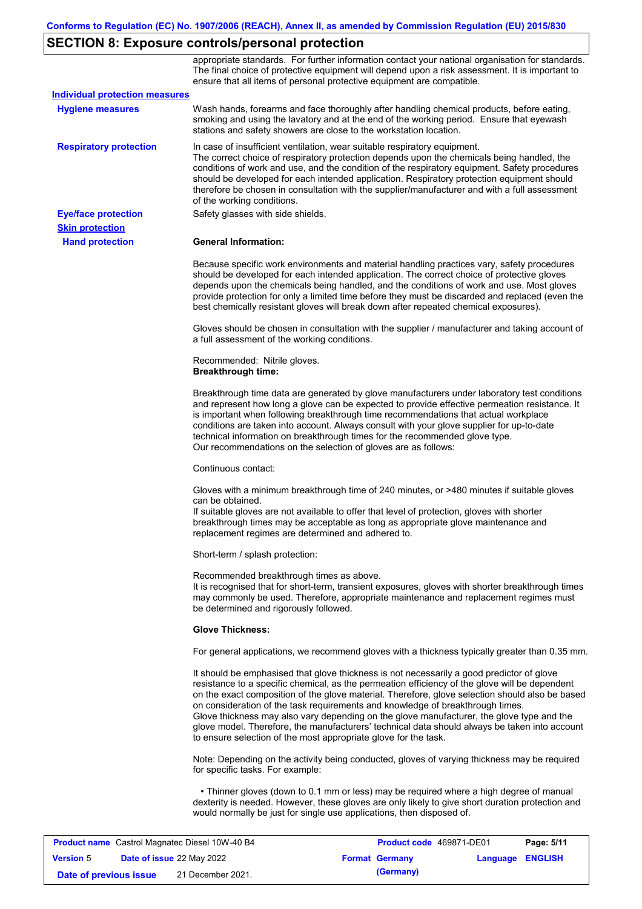## SECTION 8: Exposure controls/personal protection

appropriate standards. For further information contact your national organisation for standards. The final choice of protective equipment will depend upon a risk assessment. It is important to ensure that all items of personal protective equipment are compatible.

**Individual protection measures**

**Hygiene measures**

Wash hands, forearms and face thoroughly after handling chemical products, before eating, smoking and using the lavatory and at the end of the working period. Ensure that eyewash stations and safety showers are close to the workstation location.

**Respiratory protection**

In case of insufficient ventilation, wear suitable respiratory equipment.
The correct choice of respiratory protection depends upon the chemicals being handled, the conditions of work and use, and the condition of the respiratory equipment. Safety procedures should be developed for each intended application. Respiratory protection equipment should therefore be chosen in consultation with the supplier/manufacturer and with a full assessment of the working conditions.

**Eye/face protection**

Safety glasses with side shields.

**Skin protection**

**Hand protection**

**General Information:**

Because specific work environments and material handling practices vary, safety procedures should be developed for each intended application. The correct choice of protective gloves depends upon the chemicals being handled, and the conditions of work and use. Most gloves provide protection for only a limited time before they must be discarded and replaced (even the best chemically resistant gloves will break down after repeated chemical exposures).

Gloves should be chosen in consultation with the supplier / manufacturer and taking account of a full assessment of the working conditions.

Recommended: Nitrile gloves.
**Breakthrough time:**

Breakthrough time data are generated by glove manufacturers under laboratory test conditions and represent how long a glove can be expected to provide effective permeation resistance. It is important when following breakthrough time recommendations that actual workplace conditions are taken into account. Always consult with your glove supplier for up-to-date technical information on breakthrough times for the recommended glove type.
Our recommendations on the selection of gloves are as follows:

Continuous contact:

Gloves with a minimum breakthrough time of 240 minutes, or >480 minutes if suitable gloves can be obtained.
If suitable gloves are not available to offer that level of protection, gloves with shorter breakthrough times may be acceptable as long as appropriate glove maintenance and replacement regimes are determined and adhered to.

Short-term / splash protection:

Recommended breakthrough times as above.
It is recognised that for short-term, transient exposures, gloves with shorter breakthrough times may commonly be used. Therefore, appropriate maintenance and replacement regimes must be determined and rigorously followed.

**Glove Thickness:**

For general applications, we recommend gloves with a thickness typically greater than 0.35 mm.

It should be emphasised that glove thickness is not necessarily a good predictor of glove resistance to a specific chemical, as the permeation efficiency of the glove will be dependent on the exact composition of the glove material. Therefore, glove selection should also be based on consideration of the task requirements and knowledge of breakthrough times.
Glove thickness may also vary depending on the glove manufacturer, the glove type and the glove model. Therefore, the manufacturers' technical data should always be taken into account to ensure selection of the most appropriate glove for the task.

Note: Depending on the activity being conducted, gloves of varying thickness may be required for specific tasks. For example:

• Thinner gloves (down to 0.1 mm or less) may be required where a high degree of manual dexterity is needed. However, these gloves are only likely to give short duration protection and would normally be just for single use applications, then disposed of.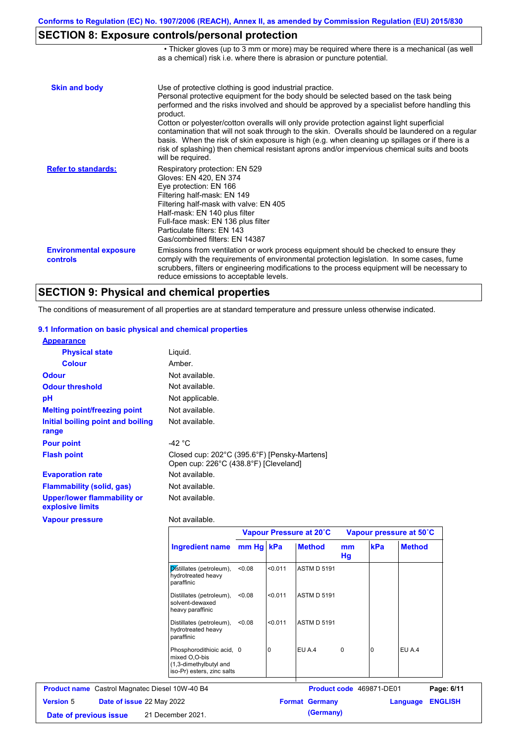## SECTION 8: Exposure controls/personal protection

• Thicker gloves (up to 3 mm or more) may be required where there is a mechanical (as well as a chemical) risk i.e. where there is abrasion or puncture potential.

**Skin and body**

Use of protective clothing is good industrial practice.
Personal protective equipment for the body should be selected based on the task being performed and the risks involved and should be approved by a specialist before handling this product.
Cotton or polyester/cotton overalls will only provide protection against light superficial contamination that will not soak through to the skin. Overalls should be laundered on a regular basis. When the risk of skin exposure is high (e.g. when cleaning up spillages or if there is a risk of splashing) then chemical resistant aprons and/or impervious chemical suits and boots will be required.

**Refer to standards:**

Respiratory protection: EN 529
Gloves: EN 420, EN 374
Eye protection: EN 166
Filtering half-mask: EN 149
Filtering half-mask with valve: EN 405
Half-mask: EN 140 plus filter
Full-face mask: EN 136 plus filter
Particulate filters: EN 143
Gas/combined filters: EN 14387

**Environmental exposure controls**

Emissions from ventilation or work process equipment should be checked to ensure they comply with the requirements of environmental protection legislation. In some cases, fume scrubbers, filters or engineering modifications to the process equipment will be necessary to reduce emissions to acceptable levels.

## SECTION 9: Physical and chemical properties

The conditions of measurement of all properties are at standard temperature and pressure unless otherwise indicated.

### 9.1 Information on basic physical and chemical properties

**Appearance**

| | |
|---|---|
| **Physical state** | Liquid. |
| **Colour** | Amber. |
| **Odour** | Not available. |
| **Odour threshold** | Not available. |
| **pH** | Not applicable. |
| **Melting point/freezing point** | Not available. |
| **Initial boiling point and boiling range** | Not available. |
| **Pour point** | -42 °C |
| **Flash point** | Closed cup: 202°C (395.6°F) [Pensky-Martens]<br>Open cup: 226°C (438.8°F) [Cleveland] |
| **Evaporation rate** | Not available. |
| **Flammability (solid, gas)** | Not available. |
| **Upper/lower flammability or explosive limits** | Not available. |
| **Vapour pressure** | Not available. |

| | Vapour Pressure at 20˚C | | | Vapour pressure at 50˚C | | |
|---|---|---|---|---|---|---|
| **Ingredient name** | **mm Hg** | **kPa** | **Method** | **mm Hg** | **kPa** | **Method** |
| Distillates (petroleum), hydrotreated heavy paraffinic | <0.08 | <0.011 | ASTM D 5191 | | | |
| Distillates (petroleum), solvent-dewaxed heavy paraffinic | <0.08 | <0.011 | ASTM D 5191 | | | |
| Distillates (petroleum), hydrotreated heavy paraffinic | <0.08 | <0.011 | ASTM D 5191 | | | |
| Phosphorodithioic acid, mixed O,O-bis (1,3-dimethylbutyl and iso-Pr) esters, zinc salts | 0 | 0 | EU A.4 | 0 | 0 | EU A.4 |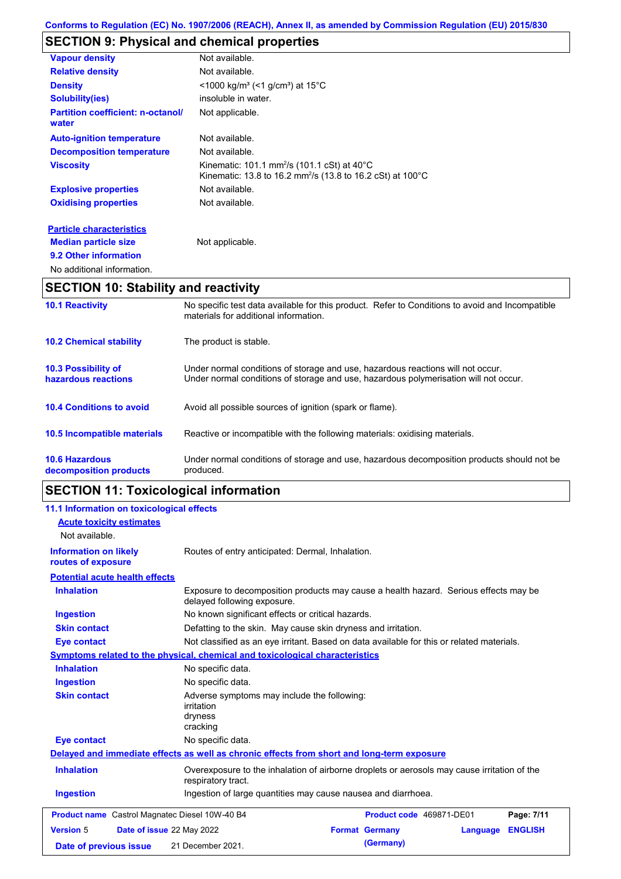Conforms to Regulation (EC) No. 1907/2006 (REACH), Annex II, as amended by Commission Regulation (EU) 2015/830

## SECTION 9: Physical and chemical properties

| | |
|---|---|
| **Vapour density** | Not available. |
| **Relative density** | Not available. |
| **Density** | <1000 kg/m³ (<1 g/cm³) at 15°C |
| **Solubility(ies)** | insoluble in water. |
| **Partition coefficient: n-octanol/ water** | Not applicable. |
| **Auto-ignition temperature** | Not available. |
| **Decomposition temperature** | Not available. |
| **Viscosity** | Kinematic: 101.1 mm²/s (101.1 cSt) at 40°C<br>Kinematic: 13.8 to 16.2 mm²/s (13.8 to 16.2 cSt) at 100°C |
| **Explosive properties** | Not available. |
| **Oxidising properties** | Not available. |

**Particle characteristics**

| | |
|---|---|
| **Median particle size** | Not applicable. |

**9.2 Other information**

No additional information.

## SECTION 10: Stability and reactivity

| | |
|---|---|
| **10.1 Reactivity** | No specific test data available for this product. Refer to Conditions to avoid and Incompatible materials for additional information. |
| **10.2 Chemical stability** | The product is stable. |
| **10.3 Possibility of hazardous reactions** | Under normal conditions of storage and use, hazardous reactions will not occur.<br>Under normal conditions of storage and use, hazardous polymerisation will not occur. |
| **10.4 Conditions to avoid** | Avoid all possible sources of ignition (spark or flame). |
| **10.5 Incompatible materials** | Reactive or incompatible with the following materials: oxidising materials. |
| **10.6 Hazardous decomposition products** | Under normal conditions of storage and use, hazardous decomposition products should not be produced. |

## SECTION 11: Toxicological information

**11.1 Information on toxicological effects**

**Acute toxicity estimates**

Not available.

| | |
|---|---|
| **Information on likely routes of exposure** | Routes of entry anticipated: Dermal, Inhalation. |

**Potential acute health effects**

| | |
|---|---|
| **Inhalation** | Exposure to decomposition products may cause a health hazard. Serious effects may be delayed following exposure. |
| **Ingestion** | No known significant effects or critical hazards. |
| **Skin contact** | Defatting to the skin. May cause skin dryness and irritation. |
| **Eye contact** | Not classified as an eye irritant. Based on data available for this or related materials. |

**Symptoms related to the physical, chemical and toxicological characteristics**

| | |
|---|---|
| **Inhalation** | No specific data. |
| **Ingestion** | No specific data. |
| **Skin contact** | Adverse symptoms may include the following:<br>irritation<br>dryness<br>cracking |
| **Eye contact** | No specific data. |

**Delayed and immediate effects as well as chronic effects from short and long-term exposure**

| | |
|---|---|
| **Inhalation** | Overexposure to the inhalation of airborne droplets or aerosols may cause irritation of the respiratory tract. |
| **Ingestion** | Ingestion of large quantities may cause nausea and diarrhoea. |

| | | | |
|---|---|---|---|
| **Product name** Castrol Magnatec Diesel 10W-40 B4 | | **Product code** 469871-DE01 | |
| **Version** 5 | **Date of issue** 22 May 2022 | **Format** Germany (Germany) | **Language** ENGLISH |
| **Date of previous issue** | 21 December 2021. | | |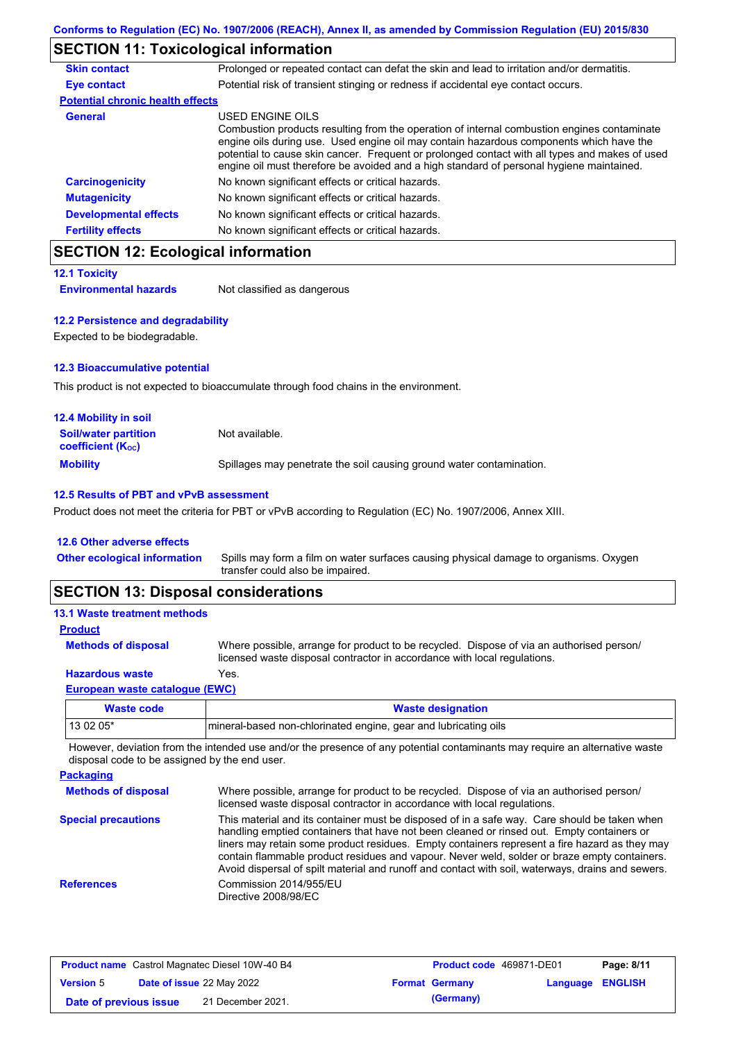Conforms to Regulation (EC) No. 1907/2006 (REACH), Annex II, as amended by Commission Regulation (EU) 2015/830

## SECTION 11: Toxicological information

**Skin contact** Prolonged or repeated contact can defat the skin and lead to irritation and/or dermatitis.

**Eye contact** Potential risk of transient stinging or redness if accidental eye contact occurs.

**Potential chronic health effects**

**General** USED ENGINE OILS
Combustion products resulting from the operation of internal combustion engines contaminate engine oils during use. Used engine oil may contain hazardous components which have the potential to cause skin cancer. Frequent or prolonged contact with all types and makes of used engine oil must therefore be avoided and a high standard of personal hygiene maintained.

**Carcinogenicity** No known significant effects or critical hazards.

**Mutagenicity** No known significant effects or critical hazards.

**Developmental effects** No known significant effects or critical hazards.

**Fertility effects** No known significant effects or critical hazards.

## SECTION 12: Ecological information

### 12.1 Toxicity

**Environmental hazards** Not classified as dangerous

### 12.2 Persistence and degradability

Expected to be biodegradable.

### 12.3 Bioaccumulative potential

This product is not expected to bioaccumulate through food chains in the environment.

### 12.4 Mobility in soil

**Soil/water partition coefficient ($K_{OC}$)** Not available.

**Mobility** Spillages may penetrate the soil causing ground water contamination.

### 12.5 Results of PBT and vPvB assessment

Product does not meet the criteria for PBT or vPvB according to Regulation (EC) No. 1907/2006, Annex XIII.

### 12.6 Other adverse effects

**Other ecological information** Spills may form a film on water surfaces causing physical damage to organisms. Oxygen transfer could also be impaired.

## SECTION 13: Disposal considerations

### 13.1 Waste treatment methods

**Product**

**Methods of disposal** Where possible, arrange for product to be recycled. Dispose of via an authorised person/ licensed waste disposal contractor in accordance with local regulations.

**Hazardous waste** Yes.

**European waste catalogue (EWC)**

| Waste code | Waste designation |
|---|---|
| 13 02 05* | mineral-based non-chlorinated engine, gear and lubricating oils |

However, deviation from the intended use and/or the presence of any potential contaminants may require an alternative waste disposal code to be assigned by the end user.

**Packaging**

**Methods of disposal** Where possible, arrange for product to be recycled. Dispose of via an authorised person/ licensed waste disposal contractor in accordance with local regulations.

**Special precautions** This material and its container must be disposed of in a safe way. Care should be taken when handling emptied containers that have not been cleaned or rinsed out. Empty containers or liners may retain some product residues. Empty containers represent a fire hazard as they may contain flammable product residues and vapour. Never weld, solder or braze empty containers. Avoid dispersal of spilt material and runoff and contact with soil, waterways, drains and sewers.

**References** Commission 2014/955/EU
Directive 2008/98/EC

| Product name Castrol Magnatec Diesel 10W-40 B4 | | Product code 469871-DE01 | Page: 8/11 |
|---|---|---|---|
| Version 5 | Date of issue 22 May 2022 | Format Germany (Germany) | Language ENGLISH |
| Date of previous issue | 21 December 2021. | | |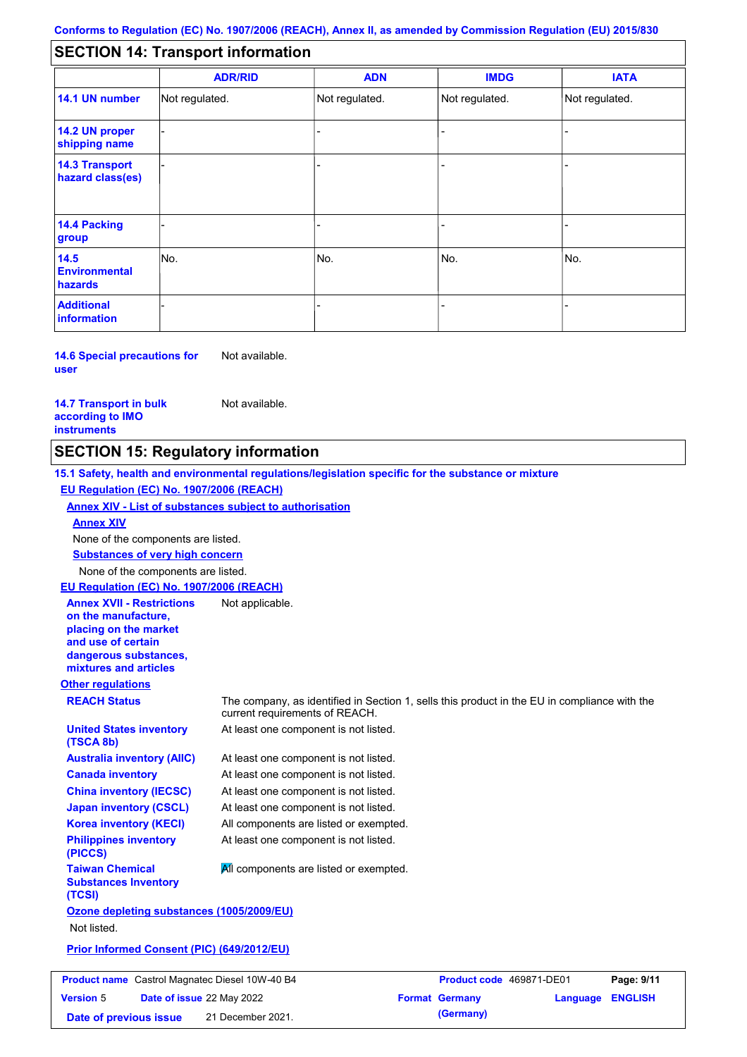Conforms to Regulation (EC) No. 1907/2006 (REACH), Annex II, as amended by Commission Regulation (EU) 2015/830

## SECTION 14: Transport information

| | ADR/RID | ADN | IMDG | IATA |
|---|---|---|---|---|
| **14.1 UN number** | Not regulated. | Not regulated. | Not regulated. | Not regulated. |
| **14.2 UN proper shipping name** | - | - | - | - |
| **14.3 Transport hazard class(es)** | - | - | - | - |
| **14.4 Packing group** | - | - | - | - |
| **14.5 Environmental hazards** | No. | No. | No. | No. |
| **Additional information** | - | - | - | - |

**14.6 Special precautions for user** Not available.

**14.7 Transport in bulk according to IMO instruments** Not available.

## SECTION 15: Regulatory information

**15.1 Safety, health and environmental regulations/legislation specific for the substance or mixture**

**EU Regulation (EC) No. 1907/2006 (REACH)**

**Annex XIV - List of substances subject to authorisation**

**Annex XIV**

None of the components are listed.

**Substances of very high concern**

None of the components are listed.

**EU Regulation (EC) No. 1907/2006 (REACH)**

**Annex XVII - Restrictions on the manufacture, placing on the market and use of certain dangerous substances, mixtures and articles** Not applicable.

**Other regulations**

**REACH Status** The company, as identified in Section 1, sells this product in the EU in compliance with the current requirements of REACH.

**United States inventory (TSCA 8b)** At least one component is not listed.

**Australia inventory (AIIC)** At least one component is not listed.

**Canada inventory** At least one component is not listed.

**China inventory (IECSC)** At least one component is not listed.

**Japan inventory (CSCL)** At least one component is not listed.

**Korea inventory (KECI)** All components are listed or exempted.

**Philippines inventory (PICCS)** At least one component is not listed.

**Taiwan Chemical Substances Inventory (TCSI)** All components are listed or exempted.

**Ozone depleting substances (1005/2009/EU)**

Not listed.

**Prior Informed Consent (PIC) (649/2012/EU)**

| Product name | Castrol Magnatec Diesel 10W-40 B4 | Product code | 469871-DE01 |
|---|---|---|---|
| Version | 5 | Date of issue | 22 May 2022 |
| Format | Germany (Germany) | Language | ENGLISH |
| Date of previous issue | 21 December 2021. | | |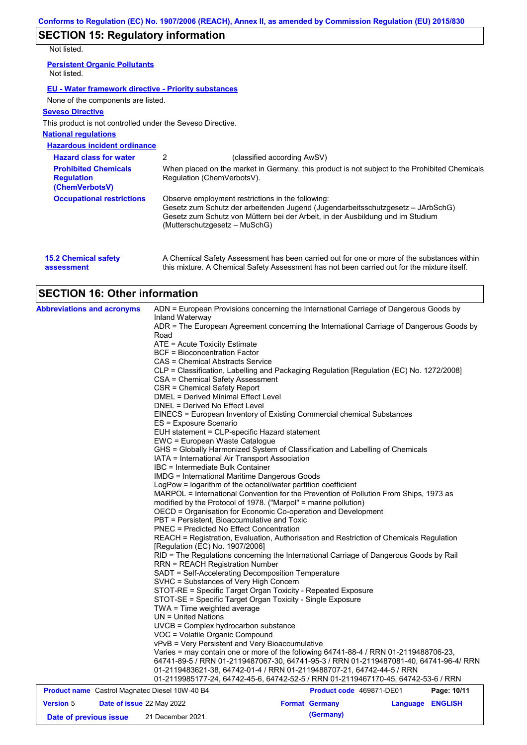## SECTION 15: Regulatory information

Not listed.

**Persistent Organic Pollutants**

Not listed.

**EU - Water framework directive - Priority substances**

None of the components are listed.

**Seveso Directive**

This product is not controlled under the Seveso Directive.

**National regulations**

**Hazardous incident ordinance**

| | |
|---|---|
| **Hazard class for water** | 2 (classified according AwSV) |
| **Prohibited Chemicals Regulation (ChemVerbotsV)** | When placed on the market in Germany, this product is not subject to the Prohibited Chemicals Regulation (ChemVerbotsV). |
| **Occupational restrictions** | Observe employment restrictions in the following:<br>Gesetz zum Schutz der arbeitenden Jugend (Jugendarbeitsschutzgesetz – JArbSchG)<br>Gesetz zum Schutz von Müttern bei der Arbeit, in der Ausbildung und im Studium (Mutterschutzgesetz – MuSchG) |

**15.2 Chemical safety assessment**

A Chemical Safety Assessment has been carried out for one or more of the substances within this mixture. A Chemical Safety Assessment has not been carried out for the mixture itself.

## SECTION 16: Other information

**Abbreviations and acronyms**

ADN = European Provisions concerning the International Carriage of Dangerous Goods by Inland Waterway
ADR = The European Agreement concerning the International Carriage of Dangerous Goods by Road
ATE = Acute Toxicity Estimate
BCF = Bioconcentration Factor
CAS = Chemical Abstracts Service
CLP = Classification, Labelling and Packaging Regulation [Regulation (EC) No. 1272/2008]
CSA = Chemical Safety Assessment
CSR = Chemical Safety Report
DMEL = Derived Minimal Effect Level
DNEL = Derived No Effect Level
EINECS = European Inventory of Existing Commercial chemical Substances
ES = Exposure Scenario
EUH statement = CLP-specific Hazard statement
EWC = European Waste Catalogue
GHS = Globally Harmonized System of Classification and Labelling of Chemicals
IATA = International Air Transport Association
IBC = Intermediate Bulk Container
IMDG = International Maritime Dangerous Goods
LogPow = logarithm of the octanol/water partition coefficient
MARPOL = International Convention for the Prevention of Pollution From Ships, 1973 as modified by the Protocol of 1978. ("Marpol" = marine pollution)
OECD = Organisation for Economic Co-operation and Development
PBT = Persistent, Bioaccumulative and Toxic
PNEC = Predicted No Effect Concentration
REACH = Registration, Evaluation, Authorisation and Restriction of Chemicals Regulation [Regulation (EC) No. 1907/2006]
RID = The Regulations concerning the International Carriage of Dangerous Goods by Rail
RRN = REACH Registration Number
SADT = Self-Accelerating Decomposition Temperature
SVHC = Substances of Very High Concern
STOT-RE = Specific Target Organ Toxicity - Repeated Exposure
STOT-SE = Specific Target Organ Toxicity - Single Exposure
TWA = Time weighted average
UN = United Nations
UVCB = Complex hydrocarbon substance
VOC = Volatile Organic Compound
vPvB = Very Persistent and Very Bioaccumulative
Varies = may contain one or more of the following 64741-88-4 / RRN 01-2119488706-23, 64741-89-5 / RRN 01-2119487067-30, 64741-95-3 / RRN 01-2119487081-40, 64741-96-4/ RRN 01-2119483621-38, 64742-01-4 / RRN 01-2119488707-21, 64742-44-5 / RRN 01-2119985177-24, 64742-45-6, 64742-52-5 / RRN 01-2119467170-45, 64742-53-6 / RRN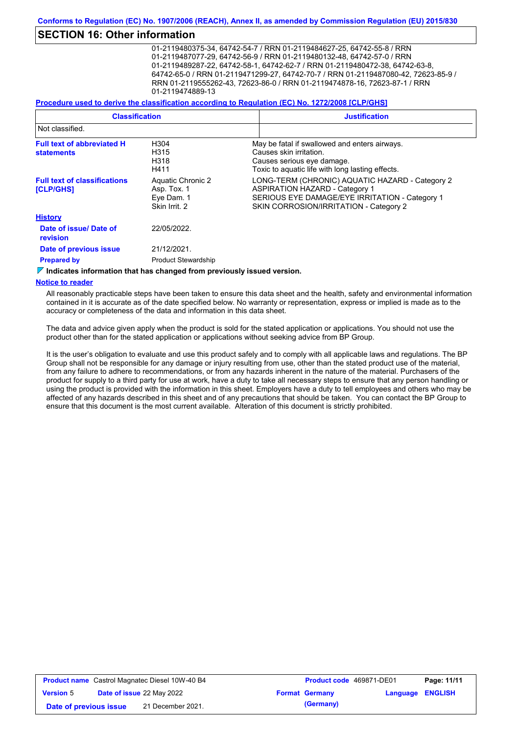## SECTION 16: Other information

01-2119480375-34, 64742-54-7 / RRN 01-2119484627-25, 64742-55-8 / RRN 01-2119487077-29, 64742-56-9 / RRN 01-2119480132-48, 64742-57-0 / RRN 01-2119489287-22, 64742-58-1, 64742-62-7 / RRN 01-2119480472-38, 64742-63-8, 64742-65-0 / RRN 01-2119471299-27, 64742-70-7 / RRN 01-2119487080-42, 72623-85-9 / RRN 01-2119555262-43, 72623-86-0 / RRN 01-2119474878-16, 72623-87-1 / RRN 01-2119474889-13

**Procedure used to derive the classification according to Regulation (EC) No. 1272/2008 [CLP/GHS]**

| Classification | Justification |
|---|---|
| Not classified. | |

**Full text of abbreviated H statements**

| | | |
|---|---|---|
| H304 | May be fatal if swallowed and enters airways. |
| H315 | Causes skin irritation. |
| H318 | Causes serious eye damage. |
| H411 | Toxic to aquatic life with long lasting effects. |

**Full text of classifications [CLP/GHS]**

| | |
|---|---|
| Aquatic Chronic 2 | LONG-TERM (CHRONIC) AQUATIC HAZARD - Category 2 |
| Asp. Tox. 1 | ASPIRATION HAZARD - Category 1 |
| Eye Dam. 1 | SERIOUS EYE DAMAGE/EYE IRRITATION - Category 1 |
| Skin Irrit. 2 | SKIN CORROSION/IRRITATION - Category 2 |

**History**

**Date of issue/ Date of revision** 22/05/2022.

**Date of previous issue** 21/12/2021.

**Prepared by** Product Stewardship

**Indicates information that has changed from previously issued version.**

**Notice to reader**

All reasonably practicable steps have been taken to ensure this data sheet and the health, safety and environmental information contained in it is accurate as of the date specified below. No warranty or representation, express or implied is made as to the accuracy or completeness of the data and information in this data sheet.

The data and advice given apply when the product is sold for the stated application or applications. You should not use the product other than for the stated application or applications without seeking advice from BP Group.

It is the user's obligation to evaluate and use this product safely and to comply with all applicable laws and regulations. The BP Group shall not be responsible for any damage or injury resulting from use, other than the stated product use of the material, from any failure to adhere to recommendations, or from any hazards inherent in the nature of the material. Purchasers of the product for supply to a third party for use at work, have a duty to take all necessary steps to ensure that any person handling or using the product is provided with the information in this sheet. Employers have a duty to tell employees and others who may be affected of any hazards described in this sheet and of any precautions that should be taken. You can contact the BP Group to ensure that this document is the most current available. Alteration of this document is strictly prohibited.